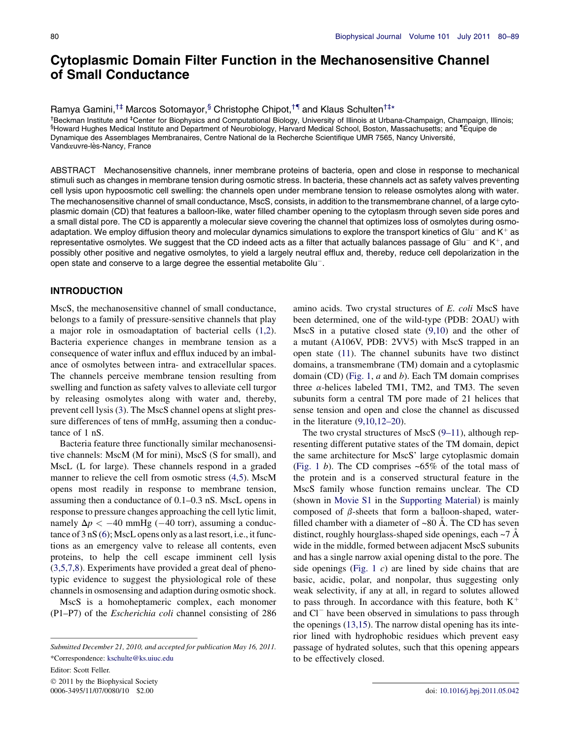# Cytoplasmic Domain Filter Function in the Mechanosensitive Channel of Small Conductance

Ramya Gamini,[†‡] Marcos Sotomayor,[§] Christophe Chipot,[†¶] and Klaus Schulten[†‡*]

[†]Beckman Institute and [‡]Center for Biophysics and Computational Biology, University of Illinois at Urbana-Champaign, Champaign, Illinois; [§]Howard Hughes Medical Institute and Department of Neurobiology, Harvard Medical School, Boston, Massachusetts; and [¶]Équipe de Dynamique des Assemblages Membranaires, Centre National de la Recherche Scientifique UMR 7565, Nancy Université, Vandœuvre-lès-Nancy, France

ABSTRACT Mechanosensitive channels, inner membrane proteins of bacteria, open and close in response to mechanical stimuli such as changes in membrane tension during osmotic stress. In bacteria, these channels act as safety valves preventing cell lysis upon hypoosmotic cell swelling: the channels open under membrane tension to release osmolytes along with water. The mechanosensitive channel of small conductance, MscS, consists, in addition to the transmembrane channel, of a large cytoplasmic domain (CD) that features a balloon-like, water filled chamber opening to the cytoplasm through seven side pores and a small distal pore. The CD is apparently a molecular sieve covering the channel that optimizes loss of osmolytes during osmoadaptation. We employ diffusion theory and molecular dynamics simulations to explore the transport kinetics of $Glu^-$ and $K^+$ as representative osmolytes. We suggest that the CD indeed acts as a filter that actually balances passage of $Glu^-$ and $K^+$, and possibly other positive and negative osmolytes, to yield a largely neutral efflux and, thereby, reduce cell depolarization in the open state and conserve to a large degree the essential metabolite $Glu^-$.

## INTRODUCTION

MscS, the mechanosensitive channel of small conductance, belongs to a family of pressure-sensitive channels that play a major role in osmoadaptation of bacterial cells (1,2). Bacteria experience changes in membrane tension as a consequence of water influx and efflux induced by an imbalance of osmolytes between intra- and extracellular spaces. The channels perceive membrane tension resulting from swelling and function as safety valves to alleviate cell turgor by releasing osmolytes along with water and, thereby, prevent cell lysis (3). The MscS channel opens at slight pressure differences of tens of mmHg, assuming then a conductance of 1 nS.

Bacteria feature three functionally similar mechanosensitive channels: MscM (M for mini), MscS (S for small), and MscL (L for large). These channels respond in a graded manner to relieve the cell from osmotic stress (4,5). MscM opens most readily in response to membrane tension, assuming then a conductance of 0.1–0.3 nS. MscL opens in response to pressure changes approaching the cell lytic limit, namely $\Delta p < -40$ mmHg ($-40$ torr), assuming a conductance of 3 nS (6); MscL opens only as a last resort, i.e., it functions as an emergency valve to release all contents, even proteins, to help the cell escape imminent cell lysis (3,5,7,8). Experiments have provided a great deal of phenotypic evidence to suggest the physiological role of these channels in osmosensing and adaption during osmotic shock.

MscS is a homoheptameric complex, each monomer (P1–P7) of the *Escherichia coli* channel consisting of 286 amino acids. Two crystal structures of *E. coli* MscS have been determined, one of the wild-type (PDB: 2OAU) with MscS in a putative closed state (9,10) and the other of a mutant (A106V, PDB: 2VV5) with MscS trapped in an open state (11). The channel subunits have two distinct domains, a transmembrane (TM) domain and a cytoplasmic domain (CD) (Fig. 1, *a* and *b*). Each TM domain comprises three $\alpha$-helices labeled TM1, TM2, and TM3. The seven subunits form a central TM pore made of 21 helices that sense tension and open and close the channel as discussed in the literature (9,10,12–20).

The two crystal structures of MscS (9–11), although representing different putative states of the TM domain, depict the same architecture for MscS' large cytoplasmic domain (Fig. 1 *b*). The CD comprises ~65% of the total mass of the protein and is a conserved structural feature in the MscS family whose function remains unclear. The CD (shown in Movie S1 in the Supporting Material) is mainly composed of $\beta$-sheets that form a balloon-shaped, water-filled chamber with a diameter of ~80 Å. The CD has seven distinct, roughly hourglass-shaped side openings, each ~7 Å wide in the middle, formed between adjacent MscS subunits and has a single narrow axial opening distal to the pore. The side openings (Fig. 1 *c*) are lined by side chains that are basic, acidic, polar, and nonpolar, thus suggesting only weak selectivity, if any at all, in regard to solutes allowed to pass through. In accordance with this feature, both $K^+$ and $Cl^-$ have been observed in simulations to pass through the openings (13,15). The narrow distal opening has its interior lined with hydrophobic residues which prevent easy passage of hydrated solutes, such that this opening appears to be effectively closed.

---

*Submitted December 21, 2010, and accepted for publication May 16, 2011.*

*Correspondence: kschulte@ks.uiuc.edu

Editor: Scott Feller.

© 2011 by the Biophysical Society
0006-3495/11/07/0080/10 $2.00

doi: 10.1016/j.bpj.2011.05.042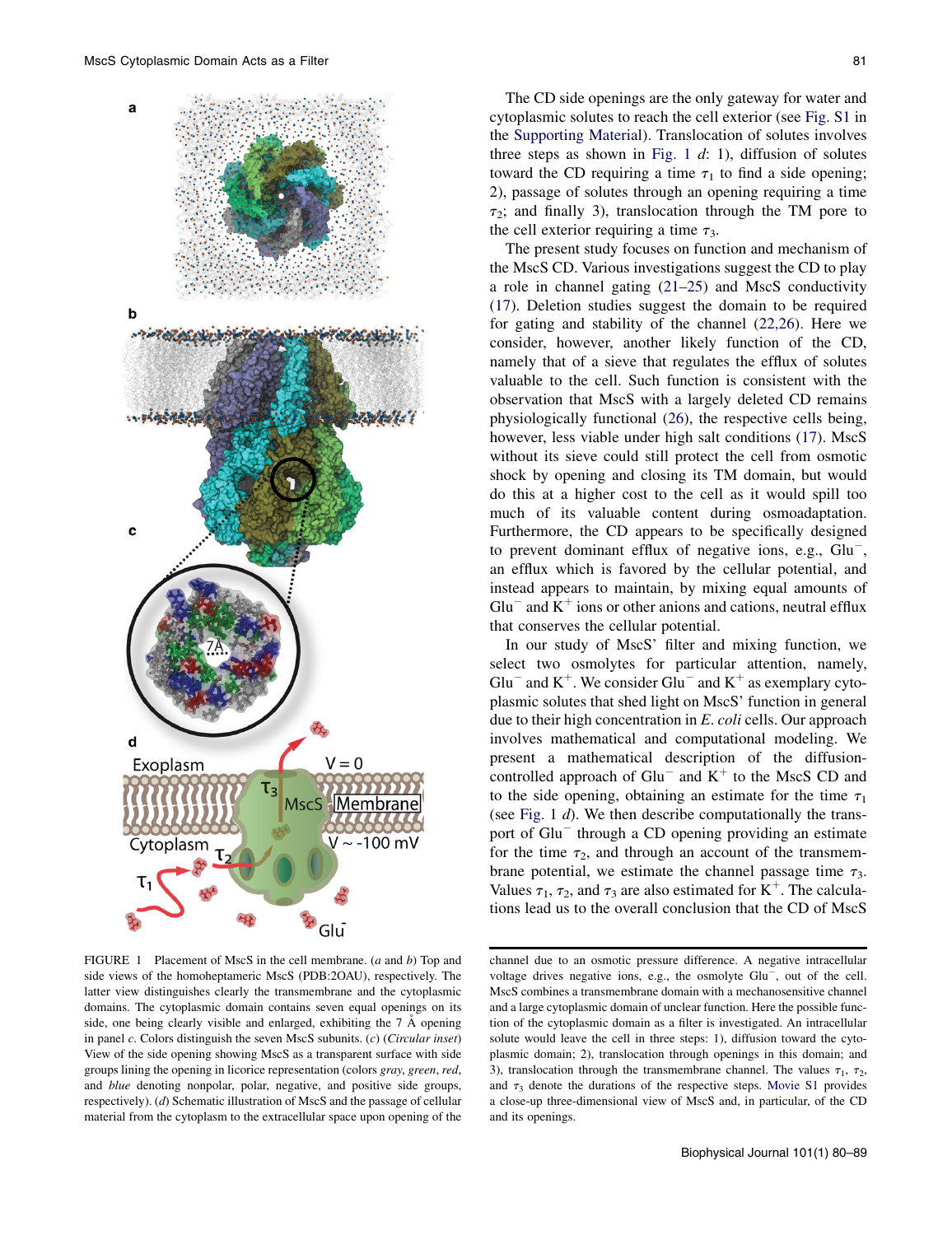The CD side openings are the only gateway for water and cytoplasmic solutes to reach the cell exterior (see Fig. S1 in the Supporting Material). Translocation of solutes involves three steps as shown in Fig. 1 *d*: 1), diffusion of solutes toward the CD requiring a time $\tau_1$ to find a side opening; 2), passage of solutes through an opening requiring a time $\tau_2$; and finally 3), translocation through the TM pore to the cell exterior requiring a time $\tau_3$.

The present study focuses on function and mechanism of the MscS CD. Various investigations suggest the CD to play a role in channel gating (21–25) and MscS conductivity (17). Deletion studies suggest the domain to be required for gating and stability of the channel (22,26). Here we consider, however, another likely function of the CD, namely that of a sieve that regulates the efflux of solutes valuable to the cell. Such function is consistent with the observation that MscS with a largely deleted CD remains physiologically functional (26), the respective cells being, however, less viable under high salt conditions (17). MscS without its sieve could still protect the cell from osmotic shock by opening and closing its TM domain, but would do this at a higher cost to the cell as it would spill too much of its valuable content during osmoadaptation. Furthermore, the CD appears to be specifically designed to prevent dominant efflux of negative ions, e.g., $Glu^-$, an efflux which is favored by the cellular potential, and instead appears to maintain, by mixing equal amounts of $Glu^-$ and $K^+$ ions or other anions and cations, neutral efflux that conserves the cellular potential.

In our study of MscS' filter and mixing function, we select two osmolytes for particular attention, namely, $Glu^-$ and $K^+$. We consider $Glu^-$ and $K^+$ as exemplary cytoplasmic solutes that shed light on MscS' function in general due to their high concentration in *E. coli* cells. Our approach involves mathematical and computational modeling. We present a mathematical description of the diffusion-controlled approach of $Glu^-$ and $K^+$ to the MscS CD and to the side opening, obtaining an estimate for the time $\tau_1$ (see Fig. 1 *d*). We then describe computationally the transport of $Glu^-$ through a CD opening providing an estimate for the time $\tau_2$, and through an account of the transmembrane potential, we estimate the channel passage time $\tau_3$. Values $\tau_1$, $\tau_2$, and $\tau_3$ are also estimated for $K^+$. The calculations lead us to the overall conclusion that the CD of MscS

FIGURE 1 Placement of MscS in the cell membrane. (*a* and *b*) Top and side views of the homoheptameric MscS (PDB:2OAU), respectively. The latter view distinguishes clearly the transmembrane and the cytoplasmic domains. The cytoplasmic domain contains seven equal openings on its side, one being clearly visible and enlarged, exhibiting the 7 Å opening in panel *c*. Colors distinguish the seven MscS subunits. (*c*) (*Circular inset*) View of the side opening showing MscS as a transparent surface with side groups lining the opening in licorice representation (colors *gray*, *green*, *red*, and *blue* denoting nonpolar, polar, negative, and positive side groups, respectively). (*d*) Schematic illustration of MscS and the passage of cellular material from the cytoplasm to the extracellular space upon opening of the channel due to an osmotic pressure difference. A negative intracellular voltage drives negative ions, e.g., the osmolyte $Glu^-$, out of the cell. MscS combines a transmembrane domain with a mechanosensitive channel and a large cytoplasmic domain of unclear function. Here the possible function of the cytoplasmic domain as a filter is investigated. An intracellular solute would leave the cell in three steps: 1), diffusion toward the cytoplasmic domain; 2), translocation through openings in this domain; and 3), translocation through the transmembrane channel. The values $\tau_1$, $\tau_2$, and $\tau_3$ denote the durations of the respective steps. Movie S1 provides a close-up three-dimensional view of MscS and, in particular, of the CD and its openings.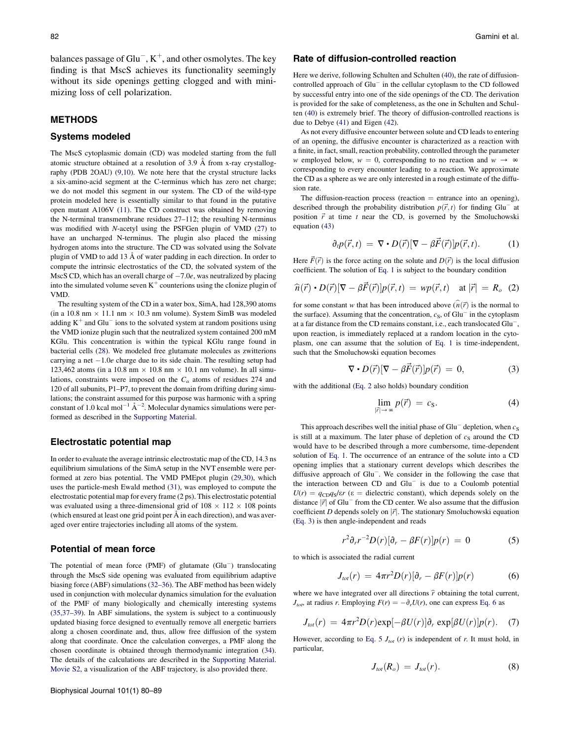balances passage of $Glu^-$, $K^+$, and other osmolytes. The key finding is that MscS achieves its functionality seemingly without its side openings getting clogged and with minimizing loss of cell polarization.

## METHODS

### Systems modeled

The MscS cytoplasmic domain (CD) was modeled starting from the full atomic structure obtained at a resolution of 3.9 Å from x-ray crystallography (PDB 2OAU) (9,10). We note here that the crystal structure lacks a six-amino-acid segment at the C-terminus which has zero net charge; we do not model this segment in our system. The CD of the wild-type protein modeled here is essentially similar to that found in the putative open mutant A106V (11). The CD construct was obtained by removing the N-terminal transmembrane residues 27–112; the resulting N-terminus was modified with *N*-acetyl using the PSFGen plugin of VMD (27) to have an uncharged N-terminus. The plugin also placed the missing hydrogen atoms into the structure. The CD was solvated using the Solvate plugin of VMD to add 13 Å of water padding in each direction. In order to compute the intrinsic electrostatics of the CD, the solvated system of the MscS CD, which has an overall charge of $-7.0e$, was neutralized by placing into the simulated volume seven $K^+$ counterions using the cIonize plugin of VMD.

The resulting system of the CD in a water box, SimA, had 128,390 atoms (in a 10.8 nm × 11.1 nm × 10.3 nm volume). System SimB was modeled adding $K^+$ and $Glu^-$ ions to the solvated system at random positions using the VMD ionize plugin such that the neutralized system contained 200 mM KGlu. This concentration is within the typical KGlu range found in bacterial cells (28). We modeled free glutamate molecules as zwitterions carrying a net $-1.0e$ charge due to its side chain. The resulting setup had 123,462 atoms (in a 10.8 nm × 10.8 nm × 10.1 nm volume). In all simulations, constraints were imposed on the $C_\alpha$ atoms of residues 274 and 120 of all subunits, P1–P7, to prevent the domain from drifting during simulations; the constraint assumed for this purpose was harmonic with a spring constant of 1.0 kcal mol$^{-1}$ Å$^{-2}$. Molecular dynamics simulations were performed as described in the Supporting Material.

### Electrostatic potential map

In order to evaluate the average intrinsic electrostatic map of the CD, 14.3 ns equilibrium simulations of the SimA setup in the NVT ensemble were performed at zero bias potential. The VMD PMEpot plugin (29,30), which uses the particle-mesh Ewald method (31), was employed to compute the electrostatic potential map for every frame (2 ps). This electrostatic potential was evaluated using a three-dimensional grid of 108 × 112 × 108 points (which ensured at least one grid point per Å in each direction), and was averaged over entire trajectories including all atoms of the system.

### Potential of mean force

The potential of mean force (PMF) of glutamate ($Glu^-$) translocating through the MscS side opening was evaluated from equilibrium adaptive biasing force (ABF) simulations (32–36). The ABF method has been widely used in conjunction with molecular dynamics simulation for the evaluation of the PMF of many biologically and chemically interesting systems (35,37–39). In ABF simulations, the system is subject to a continuously updated biasing force designed to eventually remove all energetic barriers along a chosen coordinate and, thus, allow free diffusion of the system along that coordinate. Once the calculation converges, a PMF along the chosen coordinate is obtained through thermodynamic integration (34). The details of the calculations are described in the Supporting Material. Movie S2, a visualization of the ABF trajectory, is also provided there.

### Rate of diffusion-controlled reaction

Here we derive, following Schulten and Schulten (40), the rate of diffusion-controlled approach of $Glu^-$ in the cellular cytoplasm to the CD followed by successful entry into one of the side openings of the CD. The derivation is provided for the sake of completeness, as the one in Schulten and Schulten (40) is extremely brief. The theory of diffusion-controlled reactions is due to Debye (41) and Eigen (42).

As not every diffusive encounter between solute and CD leads to entering of an opening, the diffusive encounter is characterized as a reaction with a finite, in fact, small, reaction probability, controlled through the parameter $w$ employed below, $w = 0$, corresponding to no reaction and $w \to \infty$ corresponding to every encounter leading to a reaction. We approximate the CD as a sphere as we are only interested in a rough estimate of the diffusion rate.

The diffusion-reaction process (reaction = entrance into an opening), described through the probability distribution $p(\vec{r}, t)$ for finding $Glu^-$ at position $\vec{r}$ at time $t$ near the CD, is governed by the Smoluchowski equation (43)

$$\partial_t p(\vec{r}, t) = \nabla \cdot D(\vec{r})[\nabla - \beta \vec{F}(\vec{r})]p(\vec{r}, t). \tag{1}$$

Here $\vec{F}(\vec{r})$ is the force acting on the solute and $D(\vec{r})$ is the local diffusion coefficient. The solution of Eq. 1 is subject to the boundary condition

$$\hat{n}(\vec{r}) \cdot D(\vec{r})[\nabla - \beta \vec{F}(\vec{r})]p(\vec{r}, t) = wp(\vec{r}, t) \quad \text{at } |\vec{r}| = R_o \tag{2}$$

for some constant $w$ that has been introduced above ($\hat{n}(\vec{r})$ is the normal to the surface). Assuming that the concentration, $c_S$, of $Glu^-$ in the cytoplasm at a far distance from the CD remains constant, i.e., each translocated $Glu^-$, upon reaction, is immediately replaced at a random location in the cytoplasm, one can assume that the solution of Eq. 1 is time-independent, such that the Smoluchowski equation becomes

$$\nabla \cdot D(\vec{r})[\nabla - \beta \vec{F}(\vec{r})]p(\vec{r}) = 0, \tag{3}$$

with the additional (Eq. 2 also holds) boundary condition

$$\lim_{|\vec{r}| \to \infty} p(\vec{r}) = c_S. \tag{4}$$

This approach describes well the initial phase of $Glu^-$ depletion, when $c_S$ is still at a maximum. The later phase of depletion of $c_S$ around the CD would have to be described through a more cumbersome, time-dependent solution of Eq. 1. The occurrence of an entrance of the solute into a CD opening implies that a stationary current develops which describes the diffusive approach of $Glu^-$. We consider in the following the case that the interaction between CD and $Glu^-$ is due to a Coulomb potential $U(r) = q_{CD}q_S/\varepsilon r$ ($\varepsilon$ = dielectric constant), which depends solely on the distance $|\vec{r}|$ of $Glu^-$ from the CD center. We also assume that the diffusion coefficient $D$ depends solely on $|\vec{r}|$. The stationary Smoluchowski equation (Eq. 3) is then angle-independent and reads

$$r^2 \partial_r r^{-2} D(r)[\partial_r - \beta F(r)]p(r) = 0 \tag{5}$$

to which is associated the radial current

$$J_{tot}(r) = 4\pi r^2 D(r)[\partial_r - \beta F(r)]p(r) \tag{6}$$

where we have integrated over all directions $\hat{r}$ obtaining the total current, $J_{tot}$, at radius $r$. Employing $F(r) = -\partial_r U(r)$, one can express Eq. 6 as

$$J_{tot}(r) = 4\pi r^2 D(r) \exp[-\beta U(r)] \partial_r \exp[\beta U(r)] p(r). \tag{7}$$

However, according to Eq. 5 $J_{tot}(r)$ is independent of $r$. It must hold, in particular,

$$J_{tot}(R_o) = J_{tot}(r). \tag{8}$$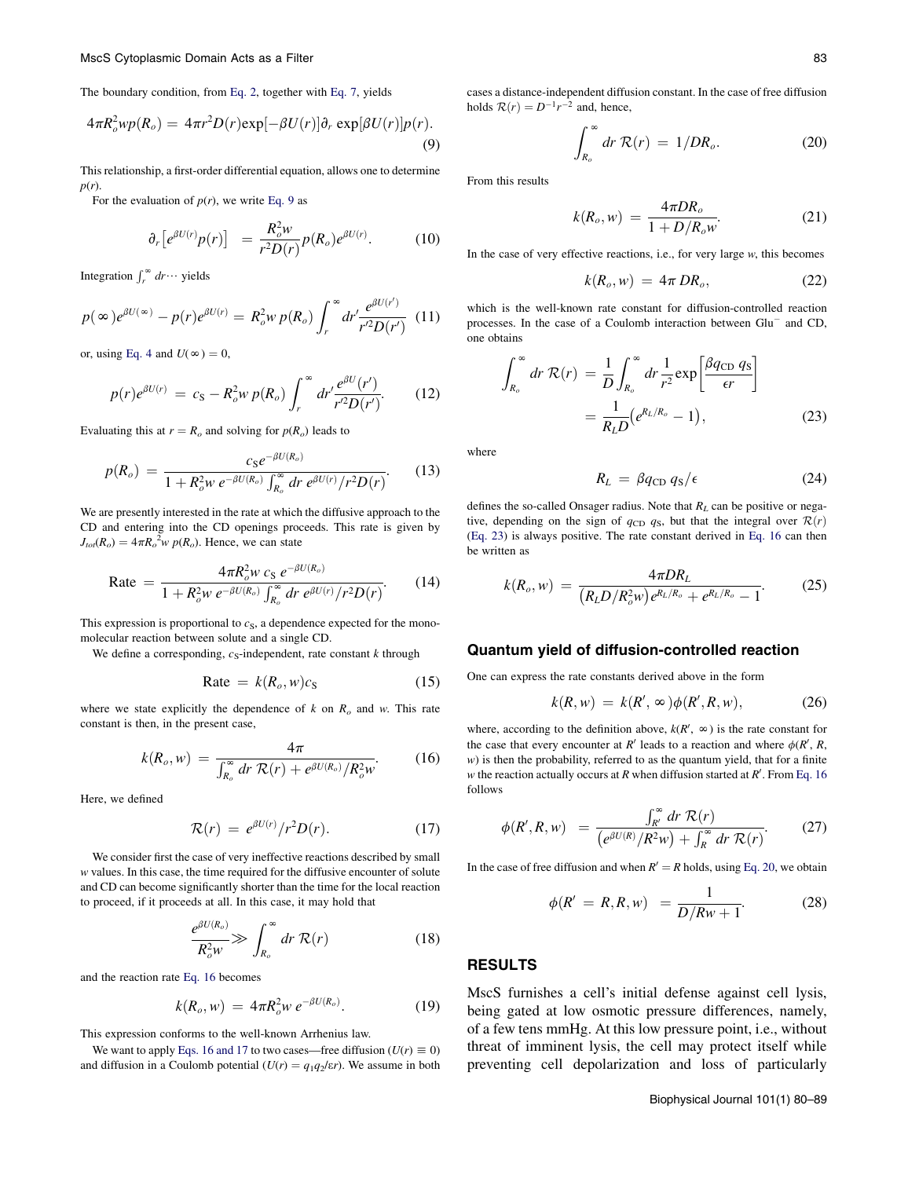The boundary condition, from Eq. 2, together with Eq. 7, yields

$$4\pi R_o^2 w p(R_o) = 4\pi r^2 D(r) \exp[-\beta U(r)] \partial_r \exp[\beta U(r)] p(r). \tag{9}$$

This relationship, a first-order differential equation, allows one to determine $p(r)$.

For the evaluation of $p(r)$, we write Eq. 9 as

$$\partial_r \left[ e^{\beta U(r)} p(r) \right] = \frac{R_o^2 w}{r^2 D(r)} p(R_o) e^{\beta U(r)}. \tag{10}$$

Integration $\int_r^\infty dr \cdots$ yields

$$p(\infty) e^{\beta U(\infty)} - p(r) e^{\beta U(r)} = R_o^2 w \, p(R_o) \int_r^\infty dr' \frac{e^{\beta U(r')}}{r'^2 D(r')} \tag{11}$$

or, using Eq. 4 and $U(\infty) = 0$,

$$p(r) e^{\beta U(r)} = c_S - R_o^2 w \, p(R_o) \int_r^\infty dr' \frac{e^{\beta U}(r')}{r'^2 D(r')}. \tag{12}$$

Evaluating this at $r = R_o$ and solving for $p(R_o)$ leads to

$$p(R_o) = \frac{c_S e^{-\beta U(R_o)}}{1 + R_o^2 w \, e^{-\beta U(R_o)} \int_{R_o}^\infty dr \, e^{\beta U(r)} / r^2 D(r)}. \tag{13}$$

We are presently interested in the rate at which the diffusive approach to the CD and entering into the CD openings proceeds. This rate is given by $J_{tot}(R_o) = 4\pi R_o^2 w \, p(R_o)$. Hence, we can state

$$\text{Rate} = \frac{4\pi R_o^2 w \, c_S \, e^{-\beta U(R_o)}}{1 + R_o^2 w \, e^{-\beta U(R_o)} \int_{R_o}^\infty dr \, e^{\beta U(r)} / r^2 D(r)}. \tag{14}$$

This expression is proportional to $c_S$, a dependence expected for the monomolecular reaction between solute and a single CD.

We define a corresponding, $c_S$-independent, rate constant $k$ through

$$\text{Rate} = k(R_o, w) c_S \tag{15}$$

where we state explicitly the dependence of $k$ on $R_o$ and $w$. This rate constant is then, in the present case,

$$k(R_o, w) = \frac{4\pi}{\int_{R_o}^\infty dr \, \mathcal{R}(r) + e^{\beta U(R_o)} / R_o^2 w}. \tag{16}$$

Here, we defined

$$\mathcal{R}(r) = e^{\beta U(r)} / r^2 D(r). \tag{17}$$

We consider first the case of very ineffective reactions described by small $w$ values. In this case, the time required for the diffusive encounter of solute and CD can become significantly shorter than the time for the local reaction to proceed, if it proceeds at all. In this case, it may hold that

$$\frac{e^{\beta U(R_o)}}{R_o^2 w} \gg \int_{R_o}^\infty dr \, \mathcal{R}(r) \tag{18}$$

and the reaction rate Eq. 16 becomes

$$k(R_o, w) = 4\pi R_o^2 w \, e^{-\beta U(R_o)}. \tag{19}$$

This expression conforms to the well-known Arrhenius law.

We want to apply Eqs. 16 and 17 to two cases—free diffusion ($U(r) \equiv 0$) and diffusion in a Coulomb potential ($U(r) = q_1 q_2 / \epsilon r$). We assume in both cases a distance-independent diffusion constant. In the case of free diffusion holds $\mathcal{R}(r) = D^{-1} r^{-2}$ and, hence,

$$\int_{R_o}^\infty dr \, \mathcal{R}(r) = 1/DR_o. \tag{20}$$

From this results

$$k(R_o, w) = \frac{4\pi D R_o}{1 + D/R_o w}. \tag{21}$$

In the case of very effective reactions, i.e., for very large $w$, this becomes

$$k(R_o, w) = 4\pi \, D R_o, \tag{22}$$

which is the well-known rate constant for diffusion-controlled reaction processes. In the case of a Coulomb interaction between $Glu^-$ and CD, one obtains

$$\begin{aligned} \int_{R_o}^\infty dr \, \mathcal{R}(r) &= \frac{1}{D} \int_{R_o}^\infty dr \frac{1}{r^2} \exp\left[ \frac{\beta q_{CD} \, q_S}{\epsilon r} \right] \\ &= \frac{1}{R_L D} \left( e^{R_L/R_o} - 1 \right), \end{aligned} \tag{23}$$

where

$$R_L = \beta q_{CD} \, q_S / \epsilon \tag{24}$$

defines the so-called Onsager radius. Note that $R_L$ can be positive or negative, depending on the sign of $q_{CD} \, q_S$, but that the integral over $\mathcal{R}(r)$ (Eq. 23) is always positive. The rate constant derived in Eq. 16 can then be written as

$$k(R_o, w) = \frac{4\pi D R_L}{\left( R_L D / R_o^2 w \right) e^{R_L/R_o} + e^{R_L/R_o} - 1}. \tag{25}$$

## Quantum yield of diffusion-controlled reaction

One can express the rate constants derived above in the form

$$k(R, w) = k(R', \infty) \phi(R', R, w), \tag{26}$$

where, according to the definition above, $k(R', \infty)$ is the rate constant for the case that every encounter at $R'$ leads to a reaction and where $\phi(R', R, w)$ is then the probability, referred to as the quantum yield, that for a finite $w$ the reaction actually occurs at $R$ when diffusion started at $R'$. From Eq. 16 follows

$$\phi(R', R, w) = \frac{\int_{R'}^\infty dr \, \mathcal{R}(r)}{\left( e^{\beta U(R)} / R^2 w \right) + \int_R^\infty dr \, \mathcal{R}(r)}. \tag{27}$$

In the case of free diffusion and when $R' = R$ holds, using Eq. 20, we obtain

$$\phi(R' = R, R, w) = \frac{1}{D/Rw + 1}. \tag{28}$$

## RESULTS

MscS furnishes a cell's initial defense against cell lysis, being gated at low osmotic pressure differences, namely, of a few tens mmHg. At this low pressure point, i.e., without threat of imminent lysis, the cell may protect itself while preventing cell depolarization and loss of particularly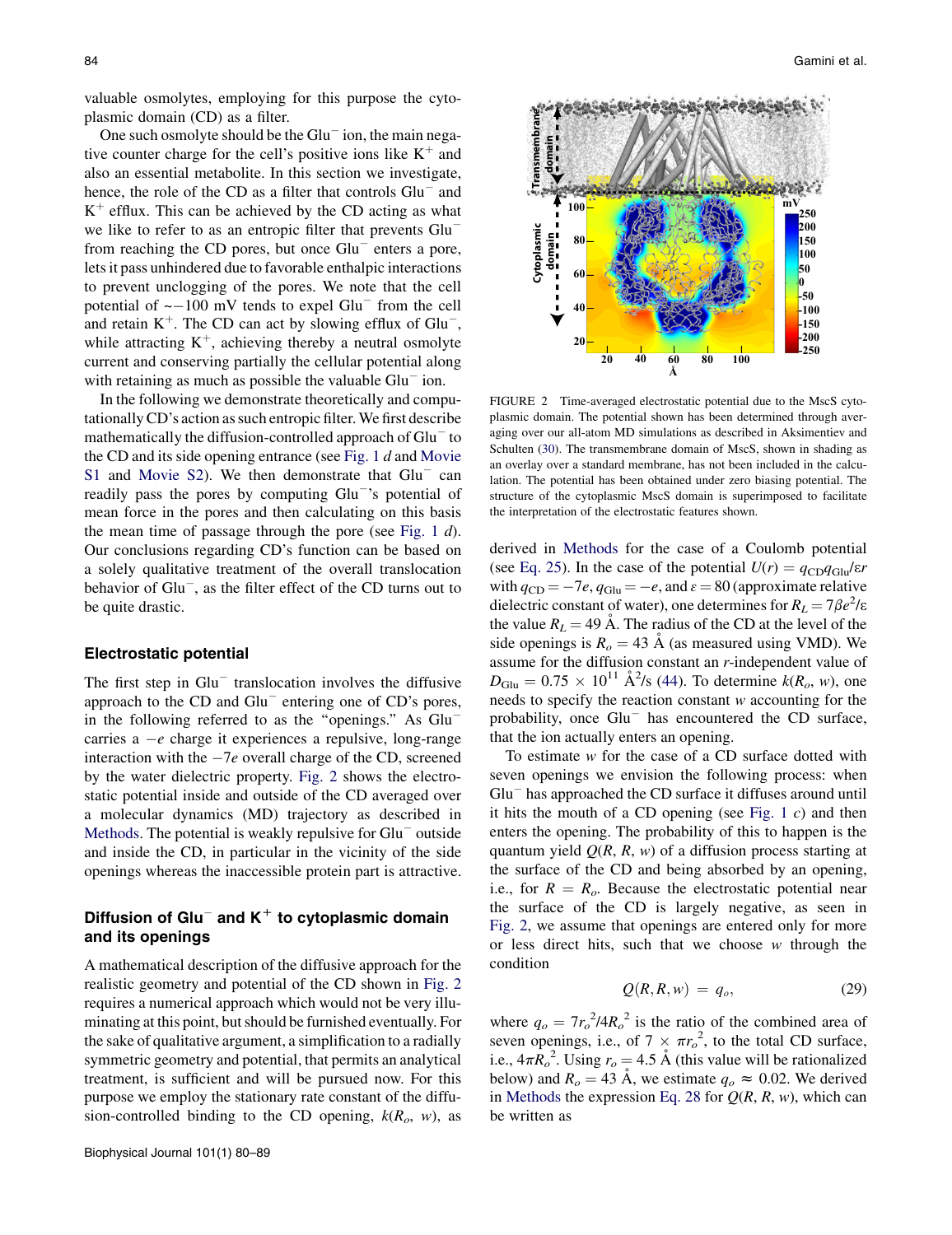valuable osmolytes, employing for this purpose the cytoplasmic domain (CD) as a filter.

One such osmolyte should be the $Glu^-$ ion, the main negative counter charge for the cell's positive ions like $K^+$ and also an essential metabolite. In this section we investigate, hence, the role of the CD as a filter that controls $Glu^-$ and $K^+$ efflux. This can be achieved by the CD acting as what we like to refer to as an entropic filter that prevents $Glu^-$ from reaching the CD pores, but once $Glu^-$ enters a pore, lets it pass unhindered due to favorable enthalpic interactions to prevent unclogging of the pores. We note that the cell potential of ~−100 mV tends to expel $Glu^-$ from the cell and retain $K^+$. The CD can act by slowing efflux of $Glu^-$, while attracting $K^+$, achieving thereby a neutral osmolyte current and conserving partially the cellular potential along with retaining as much as possible the valuable $Glu^-$ ion.

In the following we demonstrate theoretically and computationally CD's action as such entropic filter. We first describe mathematically the diffusion-controlled approach of $Glu^-$ to the CD and its side opening entrance (see Fig. 1 *d* and Movie S1 and Movie S2). We then demonstrate that $Glu^-$ can readily pass the pores by computing $Glu^-$'s potential of mean force in the pores and then calculating on this basis the mean time of passage through the pore (see Fig. 1 *d*). Our conclusions regarding CD's function can be based on a solely qualitative treatment of the overall translocation behavior of $Glu^-$, as the filter effect of the CD turns out to be quite drastic.

### Electrostatic potential

The first step in $Glu^-$ translocation involves the diffusive approach to the CD and $Glu^-$ entering one of CD's pores, in the following referred to as the "openings." As $Glu^-$ carries a $-e$ charge it experiences a repulsive, long-range interaction with the $-7e$ overall charge of the CD, screened by the water dielectric property. Fig. 2 shows the electrostatic potential inside and outside of the CD averaged over a molecular dynamics (MD) trajectory as described in Methods. The potential is weakly repulsive for $Glu^-$ outside and inside the CD, in particular in the vicinity of the side openings whereas the inaccessible protein part is attractive.

FIGURE 2 Time-averaged electrostatic potential due to the MscS cytoplasmic domain. The potential shown has been determined through averaging over our all-atom MD simulations as described in Aksimentiev and Schulten (30). The transmembrane domain of MscS, shown in shading as an overlay over a standard membrane, has not been included in the calculation. The potential has been obtained under zero biasing potential. The structure of the cytoplasmic MscS domain is superimposed to facilitate the interpretation of the electrostatic features shown.

### Diffusion of $Glu^-$ and $K^+$ to cytoplasmic domain and its openings

A mathematical description of the diffusive approach for the realistic geometry and potential of the CD shown in Fig. 2 requires a numerical approach which would not be very illuminating at this point, but should be furnished eventually. For the sake of qualitative argument, a simplification to a radially symmetric geometry and potential, that permits an analytical treatment, is sufficient and will be pursued now. For this purpose we employ the stationary rate constant of the diffusion-controlled binding to the CD opening, $k(R_o, w)$, as derived in Methods for the case of a Coulomb potential (see Eq. 25). In the case of the potential $U(r) = q_{CD}q_{Glu}/\varepsilon r$ with $q_{CD} = -7e$, $q_{Glu} = -e$, and $\varepsilon = 80$ (approximate relative dielectric constant of water), one determines for $R_L = 7\beta e^2/\varepsilon$ the value $R_L = 49$ Å. The radius of the CD at the level of the side openings is $R_o = 43$ Å (as measured using VMD). We assume for the diffusion constant an $r$-independent value of $D_{Glu} = 0.75 \times 10^{11}$ Å$^2$/s (44). To determine $k(R_o, w)$, one needs to specify the reaction constant $w$ accounting for the probability, once $Glu^-$ has encountered the CD surface, that the ion actually enters an opening.

To estimate $w$ for the case of a CD surface dotted with seven openings we envision the following process: when $Glu^-$ has approached the CD surface it diffuses around until it hits the mouth of a CD opening (see Fig. 1 *c*) and then enters the opening. The probability of this to happen is the quantum yield $Q(R, R, w)$ of a diffusion process starting at the surface of the CD and being absorbed by an opening, i.e., for $R = R_o$. Because the electrostatic potential near the surface of the CD is largely negative, as seen in Fig. 2, we assume that openings are entered only for more or less direct hits, such that we choose $w$ through the condition

$$Q(R, R, w) = q_o, \tag{29}$$

where $q_o = 7r_o^2/4R_o^2$ is the ratio of the combined area of seven openings, i.e., of $7 \times \pi r_o^2$, to the total CD surface, i.e., $4\pi R_o^2$. Using $r_o = 4.5$ Å (this value will be rationalized below) and $R_o = 43$ Å, we estimate $q_o \approx 0.02$. We derived in Methods the expression Eq. 28 for $Q(R, R, w)$, which can be written as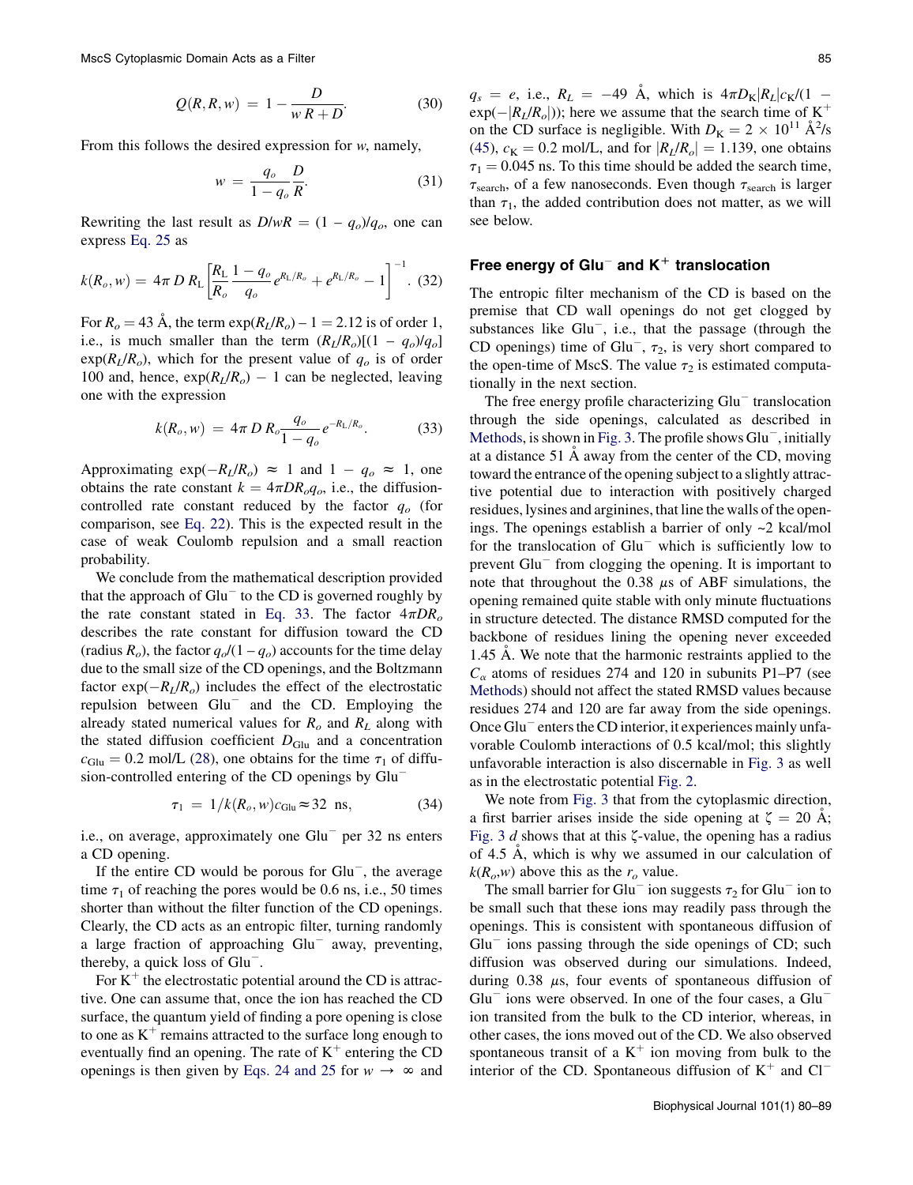$$Q(R,R,w) = 1 - \frac{D}{wR + D}. \quad (30)$$

From this follows the desired expression for $w$, namely,

$$w = \frac{q_o}{1 - q_o}\frac{D}{R}. \quad (31)$$

Rewriting the last result as $D/wR = (1 - q_o)/q_o$, one can express Eq. 25 as

$$k(R_o, w) = 4\pi D R_L \left[\frac{R_L}{R_o}\frac{1 - q_o}{q_o}e^{R_L/R_o} + e^{R_L/R_o} - 1\right]^{-1}. \quad (32)$$

For $R_o = 43$ Å, the term $\exp(R_L/R_o) - 1 = 2.12$ is of order 1, i.e., is much smaller than the term $(R_L/R_o)[(1 - q_o)/q_o] \exp(R_L/R_o)$, which for the present value of $q_o$ is of order 100 and, hence, $\exp(R_L/R_o) - 1$ can be neglected, leaving one with the expression

$$k(R_o, w) = 4\pi D R_o \frac{q_o}{1 - q_o} e^{-R_L/R_o}. \quad (33)$$

Approximating $\exp(-R_L/R_o) \approx 1$ and $1 - q_o \approx 1$, one obtains the rate constant $k = 4\pi D R_o q_o$, i.e., the diffusion-controlled rate constant reduced by the factor $q_o$ (for comparison, see Eq. 22). This is the expected result in the case of weak Coulomb repulsion and a small reaction probability.

We conclude from the mathematical description provided that the approach of $Glu^-$ to the CD is governed roughly by the rate constant stated in Eq. 33. The factor $4\pi D R_o$ describes the rate constant for diffusion toward the CD (radius $R_o$), the factor $q_o/(1 - q_o)$ accounts for the time delay due to the small size of the CD openings, and the Boltzmann factor $\exp(-R_L/R_o)$ includes the effect of the electrostatic repulsion between $Glu^-$ and the CD. Employing the already stated numerical values for $R_o$ and $R_L$ along with the stated diffusion coefficient $D_{Glu}$ and a concentration $c_{Glu} = 0.2$ mol/L (28), one obtains for the time $\tau_1$ of diffusion-controlled entering of the CD openings by $Glu^-$

$$\tau_1 = 1/k(R_o, w)c_{Glu} \approx 32 \text{ ns}, \quad (34)$$

i.e., on average, approximately one $Glu^-$ per 32 ns enters a CD opening.

If the entire CD would be porous for $Glu^-$, the average time $\tau_1$ of reaching the pores would be 0.6 ns, i.e., 50 times shorter than without the filter function of the CD openings. Clearly, the CD acts as an entropic filter, turning randomly a large fraction of approaching $Glu^-$ away, preventing, thereby, a quick loss of $Glu^-$.

For $K^+$ the electrostatic potential around the CD is attractive. One can assume that, once the ion has reached the CD surface, the quantum yield of finding a pore opening is close to one as $K^+$ remains attracted to the surface long enough to eventually find an opening. The rate of $K^+$ entering the CD openings is then given by Eqs. 24 and 25 for $w \to \infty$ and $q_s = e$, i.e., $R_L = -49$ Å, which is $4\pi D_K |R_L| c_K/(1 - \exp(-|R_L/R_o|))$; here we assume that the search time of $K^+$ on the CD surface is negligible. With $D_K = 2 \times 10^{11}$ Å$^2$/s (45), $c_K = 0.2$ mol/L, and for $|R_L/R_o| = 1.139$, one obtains $\tau_1 = 0.045$ ns. To this time should be added the search time, $\tau_{search}$, of a few nanoseconds. Even though $\tau_{search}$ is larger than $\tau_1$, the added contribution does not matter, as we will see below.

## Free energy of $Glu^-$ and $K^+$ translocation

The entropic filter mechanism of the CD is based on the premise that CD wall openings do not get clogged by substances like $Glu^-$, i.e., that the passage (through the CD openings) time of $Glu^-$, $\tau_2$, is very short compared to the open-time of MscS. The value $\tau_2$ is estimated computationally in the next section.

The free energy profile characterizing $Glu^-$ translocation through the side openings, calculated as described in Methods, is shown in Fig. 3. The profile shows $Glu^-$, initially at a distance 51 Å away from the center of the CD, moving toward the entrance of the opening subject to a slightly attractive potential due to interaction with positively charged residues, lysines and arginines, that line the walls of the openings. The openings establish a barrier of only ~2 kcal/mol for the translocation of $Glu^-$ which is sufficiently low to prevent $Glu^-$ from clogging the opening. It is important to note that throughout the 0.38 $\mu$s of ABF simulations, the opening remained quite stable with only minute fluctuations in structure detected. The distance RMSD computed for the backbone of residues lining the opening never exceeded 1.45 Å. We note that the harmonic restraints applied to the $C_\alpha$ atoms of residues 274 and 120 in subunits P1–P7 (see Methods) should not affect the stated RMSD values because residues 274 and 120 are far away from the side openings. Once $Glu^-$ enters the CD interior, it experiences mainly unfavorable Coulomb interactions of 0.5 kcal/mol; this slightly unfavorable interaction is also discernable in Fig. 3 as well as in the electrostatic potential Fig. 2.

We note from Fig. 3 that from the cytoplasmic direction, a first barrier arises inside the side opening at $\zeta = 20$ Å; Fig. 3 *d* shows that at this $\zeta$-value, the opening has a radius of 4.5 Å, which is why we assumed in our calculation of $k(R_o,w)$ above this as the $r_o$ value.

The small barrier for $Glu^-$ ion suggests $\tau_2$ for $Glu^-$ ion to be small such that these ions may readily pass through the openings. This is consistent with spontaneous diffusion of $Glu^-$ ions passing through the side openings of CD; such diffusion was observed during our simulations. Indeed, during 0.38 $\mu$s, four events of spontaneous diffusion of $Glu^-$ ions were observed. In one of the four cases, a $Glu^-$ ion transited from the bulk to the CD interior, whereas, in other cases, the ions moved out of the CD. We also observed spontaneous transit of a $K^+$ ion moving from bulk to the interior of the CD. Spontaneous diffusion of $K^+$ and $Cl^-$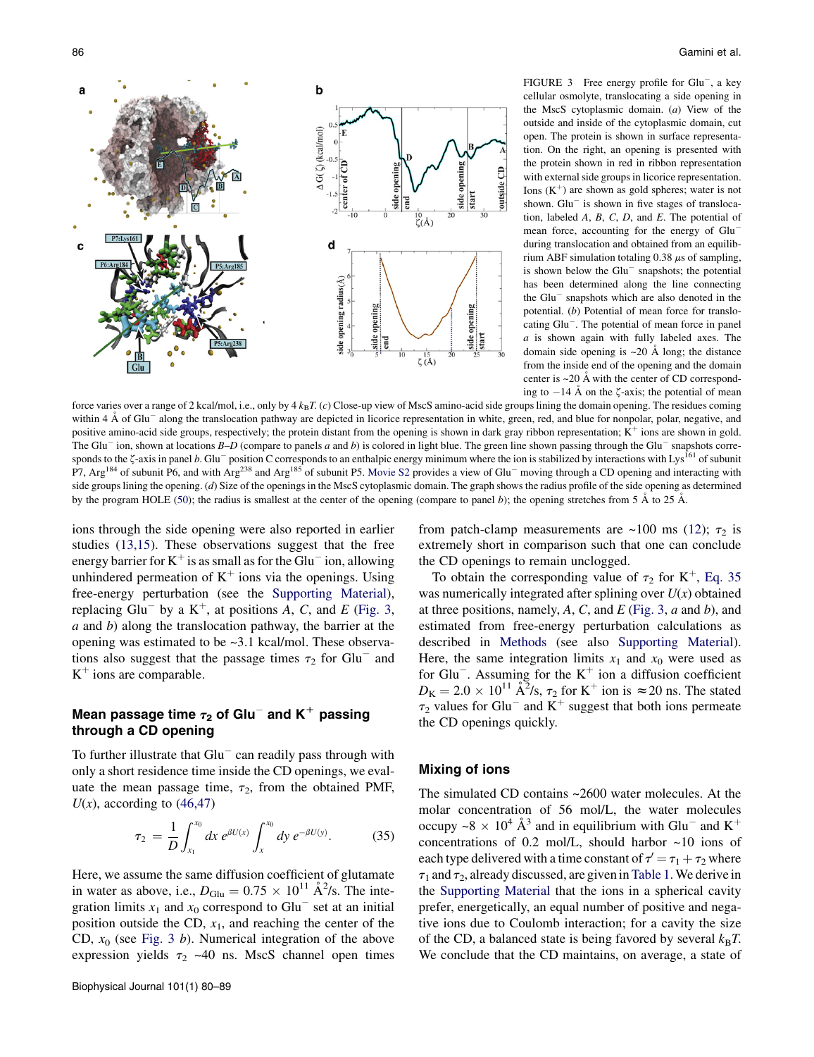FIGURE 3 Free energy profile for $Glu^-$, a key cellular osmolyte, translocating a side opening in the MscS cytoplasmic domain. (*a*) View of the outside and inside of the cytoplasmic domain, cut open. The protein is shown in surface representation. On the right, an opening is presented with the protein shown in red in ribbon representation with external side groups in licorice representation. Ions ($K^+$) are shown as gold spheres; water is not shown. $Glu^-$ is shown in five stages of translocation, labeled *A*, *B*, *C*, *D*, and *E*. The potential of mean force, accounting for the energy of $Glu^-$ during translocation and obtained from an equilibrium ABF simulation totaling 0.38 $\mu$s of sampling, is shown below the $Glu^-$ snapshots; the potential has been determined along the line connecting the $Glu^-$ snapshots which are also denoted in the potential. (*b*) Potential of mean force for translocating $Glu^-$. The potential of mean force in panel *a* is shown again with fully labeled axes. The domain side opening is ~20 Å long; the distance from the inside end of the opening and the domain center is ~20 Å with the center of CD corresponding to −14 Å on the ζ-axis; the potential of mean force varies over a range of 2 kcal/mol, i.e., only by 4 $k_BT$. (*c*) Close-up view of MscS amino-acid side groups lining the domain opening. The residues coming within 4 Å of $Glu^-$ along the translocation pathway are depicted in licorice representation in white, green, red, and blue for nonpolar, polar, negative, and positive amino-acid side groups, respectively; the protein distant from the opening is shown in dark gray ribbon representation; $K^+$ ions are shown in gold. The $Glu^-$ ion, shown at locations *B–D* (compare to panels *a* and *b*) is colored in light blue. The green line shown passing through the $Glu^-$ snapshots corresponds to the ζ-axis in panel *b*. $Glu^-$ position C corresponds to an enthalpic energy minimum where the ion is stabilized by interactions with $Lys^{161}$ of subunit P7, $Arg^{184}$ of subunit P6, and with $Arg^{238}$ and $Arg^{185}$ of subunit P5. Movie S2 provides a view of $Glu^-$ moving through a CD opening and interacting with side groups lining the opening. (*d*) Size of the openings in the MscS cytoplasmic domain. The graph shows the radius profile of the side opening as determined by the program HOLE (50); the radius is smallest at the center of the opening (compare to panel *b*); the opening stretches from 5 Å to 25 Å.

ions through the side opening were also reported in earlier studies (13,15). These observations suggest that the free energy barrier for $K^+$ is as small as for the $Glu^-$ ion, allowing unhindered permeation of $K^+$ ions via the openings. Using free-energy perturbation (see the Supporting Material), replacing $Glu^-$ by a $K^+$, at positions *A*, *C*, and *E* (Fig. 3, *a* and *b*) along the translocation pathway, the barrier at the opening was estimated to be ~3.1 kcal/mol. These observations also suggest that the passage times $\tau_2$ for $Glu^-$ and $K^+$ ions are comparable.

## Mean passage time $\tau_2$ of $Glu^-$ and $K^+$ passing through a CD opening

To further illustrate that $Glu^-$ can readily pass through with only a short residence time inside the CD openings, we evaluate the mean passage time, $\tau_2$, from the obtained PMF, $U(x)$, according to (46,47)

$$\tau_2 = \frac{1}{D}\int_{x_1}^{x_0} dx\, e^{\beta U(x)} \int_{x}^{x_0} dy\, e^{-\beta U(y)}. \tag{35}$$

Here, we assume the same diffusion coefficient of glutamate in water as above, i.e., $D_{Glu} = 0.75 \times 10^{11}$ Å$^2$/s. The integration limits $x_1$ and $x_0$ correspond to $Glu^-$ set at an initial position outside the CD, $x_1$, and reaching the center of the CD, $x_0$ (see Fig. 3 *b*). Numerical integration of the above expression yields $\tau_2$ ~40 ns. MscS channel open times from patch-clamp measurements are ~100 ms (12); $\tau_2$ is extremely short in comparison such that one can conclude the CD openings to remain unclogged.

To obtain the corresponding value of $\tau_2$ for $K^+$, Eq. 35 was numerically integrated after splining over $U(x)$ obtained at three positions, namely, *A*, *C*, and *E* (Fig. 3, *a* and *b*), and estimated from free-energy perturbation calculations as described in Methods (see also Supporting Material). Here, the same integration limits $x_1$ and $x_0$ were used as for $Glu^-$. Assuming for the $K^+$ ion a diffusion coefficient $D_K = 2.0 \times 10^{11}$ Å$^2$/s, $\tau_2$ for $K^+$ ion is ≈20 ns. The stated $\tau_2$ values for $Glu^-$ and $K^+$ suggest that both ions permeate the CD openings quickly.

## Mixing of ions

The simulated CD contains ~2600 water molecules. At the molar concentration of 56 mol/L, the water molecules occupy ~8 × $10^4$ Å$^3$ and in equilibrium with $Glu^-$ and $K^+$ concentrations of 0.2 mol/L, should harbor ~10 ions of each type delivered with a time constant of $\tau' = \tau_1 + \tau_2$ where $\tau_1$ and $\tau_2$, already discussed, are given in Table 1. We derive in the Supporting Material that the ions in a spherical cavity prefer, energetically, an equal number of positive and negative ions due to Coulomb interaction; for a cavity the size of the CD, a balanced state is being favored by several $k_BT$. We conclude that the CD maintains, on average, a state of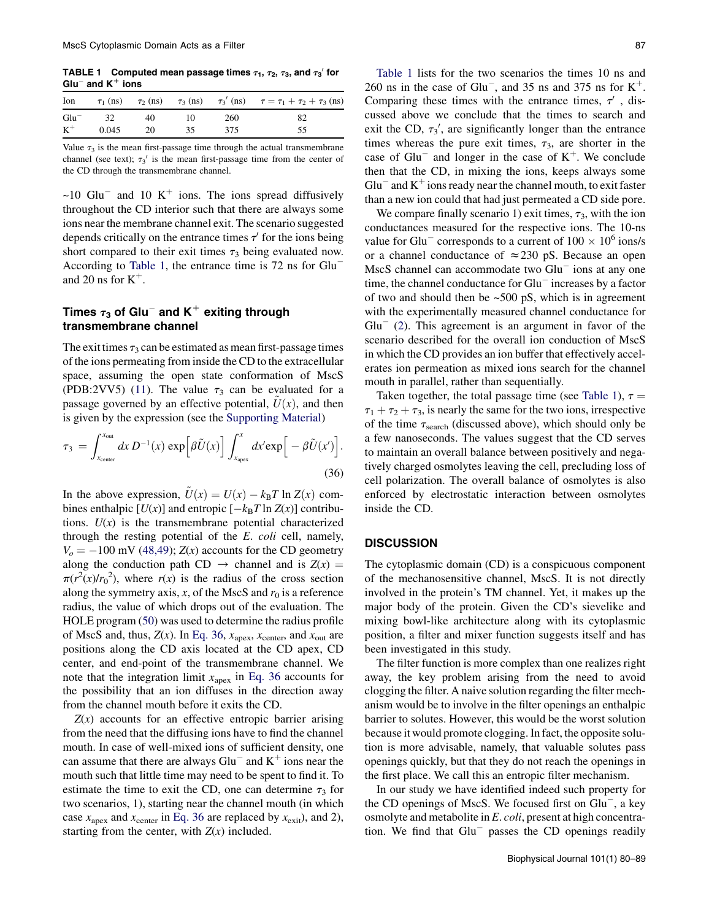**TABLE 1 Computed mean passage times $\tau_1$, $\tau_2$, $\tau_3$, and $\tau_3'$ for $Glu^-$ and $K^+$ ions**

| Ion | $\tau_1$ (ns) | $\tau_2$ (ns) | $\tau_3$ (ns) | $\tau_3'$ (ns) | $\tau = \tau_1 + \tau_2 + \tau_3$ (ns) |
|---|---|---|---|---|---|
| $Glu^-$ | 32 | 40 | 10 | 260 | 82 |
| $K^+$ | 0.045 | 20 | 35 | 375 | 55 |

Value $\tau_3$ is the mean first-passage time through the actual transmembrane channel (see text); $\tau_3'$ is the mean first-passage time from the center of the CD through the transmembrane channel.

~10 $Glu^-$ and 10 $K^+$ ions. The ions spread diffusively throughout the CD interior such that there are always some ions near the membrane channel exit. The scenario suggested depends critically on the entrance times $\tau'$ for the ions being short compared to their exit times $\tau_3$ being evaluated now. According to Table 1, the entrance time is 72 ns for $Glu^-$ and 20 ns for $K^+$.

### Times $\tau_3$ of $Glu^-$ and $K^+$ exiting through transmembrane channel

The exit times $\tau_3$ can be estimated as mean first-passage times of the ions permeating from inside the CD to the extracellular space, assuming the open state conformation of MscS (PDB:2VV5) (11). The value $\tau_3$ can be evaluated for a passage governed by an effective potential, $\tilde{U}(x)$, and then is given by the expression (see the Supporting Material)

$$\tau_3 = \int_{x_{\text{center}}}^{x_{\text{out}}} dx\, D^{-1}(x) \exp\left[\beta \tilde{U}(x)\right] \int_{x_{\text{apex}}}^{x} dx' \exp\left[-\beta \tilde{U}(x')\right]. \tag{36}$$

In the above expression, $\tilde{U}(x) = U(x) - k_B T \ln Z(x)$ combines enthalpic $[U(x)]$ and entropic $[-k_B T \ln Z(x)]$ contributions. $U(x)$ is the transmembrane potential characterized through the resting potential of the *E. coli* cell, namely, $V_o = -100$ mV (48,49); $Z(x)$ accounts for the CD geometry along the conduction path CD $\rightarrow$ channel and is $Z(x) = \pi(r^2(x)/r_0^2)$, where $r(x)$ is the radius of the cross section along the symmetry axis, $x$, of the MscS and $r_0$ is a reference radius, the value of which drops out of the evaluation. The HOLE program (50) was used to determine the radius profile of MscS and, thus, $Z(x)$. In Eq. 36, $x_{\text{apex}}$, $x_{\text{center}}$, and $x_{\text{out}}$ are positions along the CD axis located at the CD apex, CD center, and end-point of the transmembrane channel. We note that the integration limit $x_{\text{apex}}$ in Eq. 36 accounts for the possibility that an ion diffuses in the direction away from the channel mouth before it exits the CD.

$Z(x)$ accounts for an effective entropic barrier arising from the need that the diffusing ions have to find the channel mouth. In case of well-mixed ions of sufficient density, one can assume that there are always $Glu^-$ and $K^+$ ions near the mouth such that little time may need to be spent to find it. To estimate the time to exit the CD, one can determine $\tau_3$ for two scenarios, 1), starting near the channel mouth (in which case $x_{\text{apex}}$ and $x_{\text{center}}$ in Eq. 36 are replaced by $x_{\text{exit}}$), and 2), starting from the center, with $Z(x)$ included.

Table 1 lists for the two scenarios the times 10 ns and 260 ns in the case of $Glu^-$, and 35 ns and 375 ns for $K^+$. Comparing these times with the entrance times, $\tau'$, discussed above we conclude that the times to search and exit the CD, $\tau_3'$, are significantly longer than the entrance times whereas the pure exit times, $\tau_3$, are shorter in the case of $Glu^-$ and longer in the case of $K^+$. We conclude then that the CD, in mixing the ions, keeps always some $Glu^-$ and $K^+$ ions ready near the channel mouth, to exit faster than a new ion could that had just permeated a CD side pore.

We compare finally scenario 1) exit times, $\tau_3$, with the ion conductances measured for the respective ions. The 10-ns value for $Glu^-$ corresponds to a current of $100 \times 10^6$ ions/s or a channel conductance of $\approx 230$ pS. Because an open MscS channel can accommodate two $Glu^-$ ions at any one time, the channel conductance for $Glu^-$ increases by a factor of two and should then be ~500 pS, which is in agreement with the experimentally measured channel conductance for $Glu^-$ (2). This agreement is an argument in favor of the scenario described for the overall ion conduction of MscS in which the CD provides an ion buffer that effectively accelerates ion permeation as mixed ions search for the channel mouth in parallel, rather than sequentially.

Taken together, the total passage time (see Table 1), $\tau = \tau_1 + \tau_2 + \tau_3$, is nearly the same for the two ions, irrespective of the time $\tau_{\text{search}}$ (discussed above), which should only be a few nanoseconds. The values suggest that the CD serves to maintain an overall balance between positively and negatively charged osmolytes leaving the cell, precluding loss of cell polarization. The overall balance of osmolytes is also enforced by electrostatic interaction between osmolytes inside the CD.

## DISCUSSION

The cytoplasmic domain (CD) is a conspicuous component of the mechanosensitive channel, MscS. It is not directly involved in the protein's TM channel. Yet, it makes up the major body of the protein. Given the CD's sievelike and mixing bowl-like architecture along with its cytoplasmic position, a filter and mixer function suggests itself and has been investigated in this study.

The filter function is more complex than one realizes right away, the key problem arising from the need to avoid clogging the filter. A naive solution regarding the filter mechanism would be to involve in the filter openings an enthalpic barrier to solutes. However, this would be the worst solution because it would promote clogging. In fact, the opposite solution is more advisable, namely, that valuable solutes pass openings quickly, but that they do not reach the openings in the first place. We call this an entropic filter mechanism.

In our study we have identified indeed such property for the CD openings of MscS. We focused first on $Glu^-$, a key osmolyte and metabolite in *E. coli*, present at high concentration. We find that $Glu^-$ passes the CD openings readily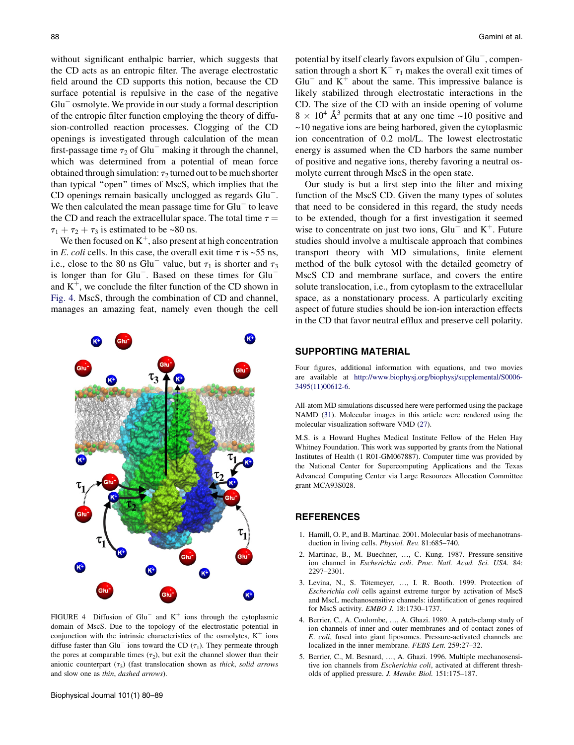without significant enthalpic barrier, which suggests that the CD acts as an entropic filter. The average electrostatic field around the CD supports this notion, because the CD surface potential is repulsive in the case of the negative $Glu^-$ osmolyte. We provide in our study a formal description of the entropic filter function employing the theory of diffusion-controlled reaction processes. Clogging of the CD openings is investigated through calculation of the mean first-passage time $\tau_2$ of $Glu^-$ making it through the channel, which was determined from a potential of mean force obtained through simulation: $\tau_2$ turned out to be much shorter than typical "open" times of MscS, which implies that the CD openings remain basically unclogged as regards $Glu^-$. We then calculated the mean passage time for $Glu^-$ to leave the CD and reach the extracellular space. The total time $\tau = \tau_1 + \tau_2 + \tau_3$ is estimated to be ~80 ns.

We then focused on $K^+$, also present at high concentration in *E. coli* cells. In this case, the overall exit time $\tau$ is ~55 ns, i.e., close to the 80 ns $Glu^-$ value, but $\tau_1$ is shorter and $\tau_3$ is longer than for $Glu^-$. Based on these times for $Glu^-$ and $K^+$, we conclude the filter function of the CD shown in Fig. 4. MscS, through the combination of CD and channel, manages an amazing feat, namely even though the cell potential by itself clearly favors expulsion of $Glu^-$, compensation through a short $K^+$ $\tau_1$ makes the overall exit times of $Glu^-$ and $K^+$ about the same. This impressive balance is likely stabilized through electrostatic interactions in the CD. The size of the CD with an inside opening of volume $8 \times 10^4$ Å$^3$ permits that at any one time ~10 positive and ~10 negative ions are being harbored, given the cytoplasmic ion concentration of 0.2 mol/L. The lowest electrostatic energy is assumed when the CD harbors the same number of positive and negative ions, thereby favoring a neutral osmolyte current through MscS in the open state.

FIGURE 4 Diffusion of $Glu^-$ and $K^+$ ions through the cytoplasmic domain of MscS. Due to the topology of the electrostatic potential in conjunction with the intrinsic characteristics of the osmolytes, $K^+$ ions diffuse faster than $Glu^-$ ions toward the CD ($\tau_1$). They permeate through the pores at comparable times ($\tau_2$), but exit the channel slower than their anionic counterpart ($\tau_3$) (fast translocation shown as *thick*, *solid arrows* and slow one as *thin*, *dashed arrows*).

Our study is but a first step into the filter and mixing function of the MscS CD. Given the many types of solutes that need to be considered in this regard, the study needs to be extended, though for a first investigation it seemed wise to concentrate on just two ions, $Glu^-$ and $K^+$. Future studies should involve a multiscale approach that combines transport theory with MD simulations, finite element method of the bulk cytosol with the detailed geometry of MscS CD and membrane surface, and covers the entire solute translocation, i.e., from cytoplasm to the extracellular space, as a nonstationary process. A particularly exciting aspect of future studies should be ion-ion interaction effects in the CD that favor neutral efflux and preserve cell polarity.

## SUPPORTING MATERIAL

Four figures, additional information with equations, and two movies are available at http://www.biophysj.org/biophysj/supplemental/S0006-3495(11)00612-6.

All-atom MD simulations discussed here were performed using the package NAMD (31). Molecular images in this article were rendered using the molecular visualization software VMD (27).

M.S. is a Howard Hughes Medical Institute Fellow of the Helen Hay Whitney Foundation. This work was supported by grants from the National Institutes of Health (1 R01-GM067887). Computer time was provided by the National Center for Supercomputing Applications and the Texas Advanced Computing Center via Large Resources Allocation Committee grant MCA93S028.

## REFERENCES

1. Hamill, O. P., and B. Martinac. 2001. Molecular basis of mechanotransduction in living cells. *Physiol. Rev.* 81:685–740.
2. Martinac, B., M. Buechner, …, C. Kung. 1987. Pressure-sensitive ion channel in *Escherichia coli*. *Proc. Natl. Acad. Sci. USA.* 84:2297–2301.
3. Levina, N., S. Tötemeyer, …, I. R. Booth. 1999. Protection of *Escherichia coli* cells against extreme turgor by activation of MscS and MscL mechanosensitive channels: identification of genes required for MscS activity. *EMBO J.* 18:1730–1737.
4. Berrier, C., A. Coulombe, …, A. Ghazi. 1989. A patch-clamp study of ion channels of inner and outer membranes and of contact zones of *E. coli*, fused into giant liposomes. Pressure-activated channels are localized in the inner membrane. *FEBS Lett.* 259:27–32.
5. Berrier, C., M. Besnard, …, A. Ghazi. 1996. Multiple mechanosensitive ion channels from *Escherichia coli*, activated at different thresholds of applied pressure. *J. Membr. Biol.* 151:175–187.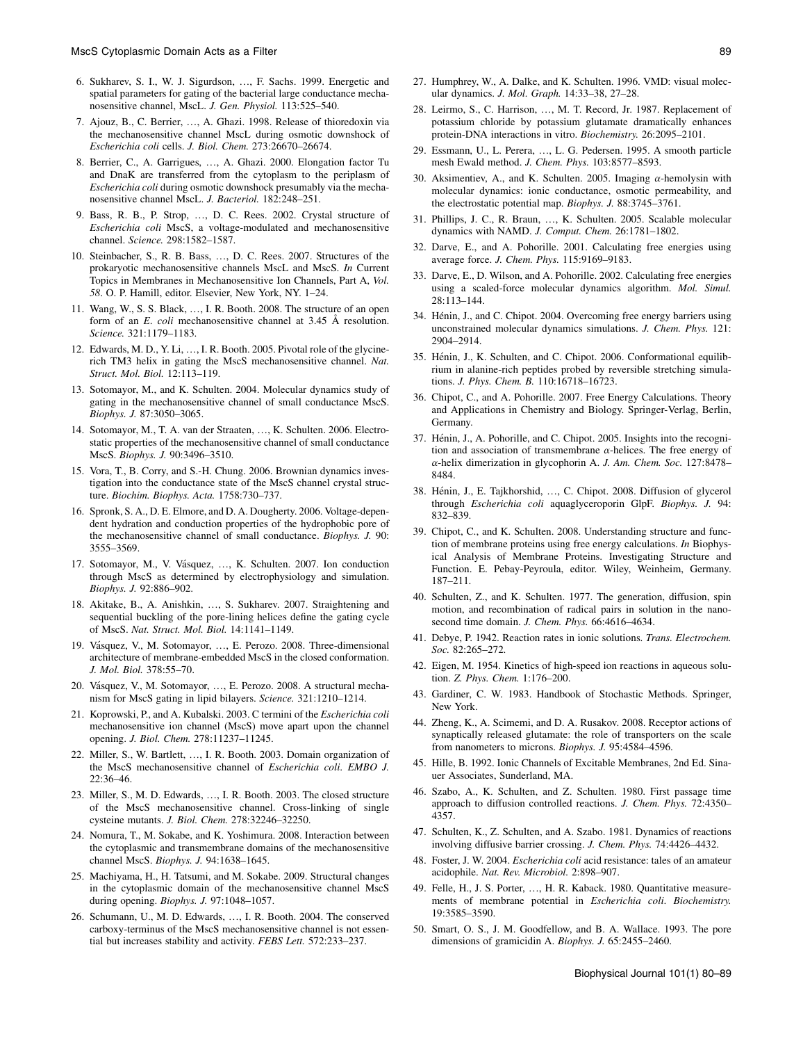6. Sukharev, S. I., W. J. Sigurdson, …, F. Sachs. 1999. Energetic and spatial parameters for gating of the bacterial large conductance mechanosensitive channel, MscL. *J. Gen. Physiol.* 113:525–540.

7. Ajouz, B., C. Berrier, …, A. Ghazi. 1998. Release of thioredoxin via the mechanosensitive channel MscL during osmotic downshock of *Escherichia coli* cells. *J. Biol. Chem.* 273:26670–26674.

8. Berrier, C., A. Garrigues, …, A. Ghazi. 2000. Elongation factor Tu and DnaK are transferred from the cytoplasm to the periplasm of *Escherichia coli* during osmotic downshock presumably via the mechanosensitive channel MscL. *J. Bacteriol.* 182:248–251.

9. Bass, R. B., P. Strop, …, D. C. Rees. 2002. Crystal structure of *Escherichia coli* MscS, a voltage-modulated and mechanosensitive channel. *Science.* 298:1582–1587.

10. Steinbacher, S., R. B. Bass, …, D. C. Rees. 2007. Structures of the prokaryotic mechanosensitive channels MscL and MscS. *In* Current Topics in Membranes in Mechanosensitive Ion Channels, Part A, *Vol. 58*. O. P. Hamill, editor. Elsevier, New York, NY. 1–24.

11. Wang, W., S. S. Black, …, I. R. Booth. 2008. The structure of an open form of an *E. coli* mechanosensitive channel at 3.45 Å resolution. *Science.* 321:1179–1183.

12. Edwards, M. D., Y. Li, …, I. R. Booth. 2005. Pivotal role of the glycine-rich TM3 helix in gating the MscS mechanosensitive channel. *Nat. Struct. Mol. Biol.* 12:113–119.

13. Sotomayor, M., and K. Schulten. 2004. Molecular dynamics study of gating in the mechanosensitive channel of small conductance MscS. *Biophys. J.* 87:3050–3065.

14. Sotomayor, M., T. A. van der Straaten, …, K. Schulten. 2006. Electrostatic properties of the mechanosensitive channel of small conductance MscS. *Biophys. J.* 90:3496–3510.

15. Vora, T., B. Corry, and S.-H. Chung. 2006. Brownian dynamics investigation into the conductance state of the MscS channel crystal structure. *Biochim. Biophys. Acta.* 1758:730–737.

16. Spronk, S. A., D. E. Elmore, and D. A. Dougherty. 2006. Voltage-dependent hydration and conduction properties of the hydrophobic pore of the mechanosensitive channel of small conductance. *Biophys. J.* 90: 3555–3569.

17. Sotomayor, M., V. Vásquez, …, K. Schulten. 2007. Ion conduction through MscS as determined by electrophysiology and simulation. *Biophys. J.* 92:886–902.

18. Akitake, B., A. Anishkin, …, S. Sukharev. 2007. Straightening and sequential buckling of the pore-lining helices define the gating cycle of MscS. *Nat. Struct. Mol. Biol.* 14:1141–1149.

19. Vásquez, V., M. Sotomayor, …, E. Perozo. 2008. Three-dimensional architecture of membrane-embedded MscS in the closed conformation. *J. Mol. Biol.* 378:55–70.

20. Vásquez, V., M. Sotomayor, …, E. Perozo. 2008. A structural mechanism for MscS gating in lipid bilayers. *Science.* 321:1210–1214.

21. Koprowski, P., and A. Kubalski. 2003. C termini of the *Escherichia coli* mechanosensitive ion channel (MscS) move apart upon the channel opening. *J. Biol. Chem.* 278:11237–11245.

22. Miller, S., W. Bartlett, …, I. R. Booth. 2003. Domain organization of the MscS mechanosensitive channel of *Escherichia coli*. *EMBO J.* 22:36–46.

23. Miller, S., M. D. Edwards, …, I. R. Booth. 2003. The closed structure of the MscS mechanosensitive channel. Cross-linking of single cysteine mutants. *J. Biol. Chem.* 278:32246–32250.

24. Nomura, T., M. Sokabe, and K. Yoshimura. 2008. Interaction between the cytoplasmic and transmembrane domains of the mechanosensitive channel MscS. *Biophys. J.* 94:1638–1645.

25. Machiyama, H., H. Tatsumi, and M. Sokabe. 2009. Structural changes in the cytoplasmic domain of the mechanosensitive channel MscS during opening. *Biophys. J.* 97:1048–1057.

26. Schumann, U., M. D. Edwards, …, I. R. Booth. 2004. The conserved carboxy-terminus of the MscS mechanosensitive channel is not essential but increases stability and activity. *FEBS Lett.* 572:233–237.

27. Humphrey, W., A. Dalke, and K. Schulten. 1996. VMD: visual molecular dynamics. *J. Mol. Graph.* 14:33–38, 27–28.

28. Leirmo, S., C. Harrison, …, M. T. Record, Jr. 1987. Replacement of potassium chloride by potassium glutamate dramatically enhances protein-DNA interactions in vitro. *Biochemistry.* 26:2095–2101.

29. Essmann, U., L. Perera, …, L. G. Pedersen. 1995. A smooth particle mesh Ewald method. *J. Chem. Phys.* 103:8577–8593.

30. Aksimentiev, A., and K. Schulten. 2005. Imaging $\alpha$-hemolysin with molecular dynamics: ionic conductance, osmotic permeability, and the electrostatic potential map. *Biophys. J.* 88:3745–3761.

31. Phillips, J. C., R. Braun, …, K. Schulten. 2005. Scalable molecular dynamics with NAMD. *J. Comput. Chem.* 26:1781–1802.

32. Darve, E., and A. Pohorille. 2001. Calculating free energies using average force. *J. Chem. Phys.* 115:9169–9183.

33. Darve, E., D. Wilson, and A. Pohorille. 2002. Calculating free energies using a scaled-force molecular dynamics algorithm. *Mol. Simul.* 28:113–144.

34. Hénin, J., and C. Chipot. 2004. Overcoming free energy barriers using unconstrained molecular dynamics simulations. *J. Chem. Phys.* 121: 2904–2914.

35. Hénin, J., K. Schulten, and C. Chipot. 2006. Conformational equilibrium in alanine-rich peptides probed by reversible stretching simulations. *J. Phys. Chem. B.* 110:16718–16723.

36. Chipot, C., and A. Pohorille. 2007. Free Energy Calculations. Theory and Applications in Chemistry and Biology. Springer-Verlag, Berlin, Germany.

37. Hénin, J., A. Pohorille, and C. Chipot. 2005. Insights into the recognition and association of transmembrane $\alpha$-helices. The free energy of $\alpha$-helix dimerization in glycophorin A. *J. Am. Chem. Soc.* 127:8478–8484.

38. Hénin, J., E. Tajkhorshid, …, C. Chipot. 2008. Diffusion of glycerol through *Escherichia coli* aquaglyceroporin GlpF. *Biophys. J.* 94: 832–839.

39. Chipot, C., and K. Schulten. 2008. Understanding structure and function of membrane proteins using free energy calculations. *In* Biophysical Analysis of Membrane Proteins. Investigating Structure and Function. E. Pebay-Peyroula, editor. Wiley, Weinheim, Germany. 187–211.

40. Schulten, Z., and K. Schulten. 1977. The generation, diffusion, spin motion, and recombination of radical pairs in solution in the nanosecond time domain. *J. Chem. Phys.* 66:4616–4634.

41. Debye, P. 1942. Reaction rates in ionic solutions. *Trans. Electrochem. Soc.* 82:265–272.

42. Eigen, M. 1954. Kinetics of high-speed ion reactions in aqueous solution. *Z. Phys. Chem.* 1:176–200.

43. Gardiner, C. W. 1983. Handbook of Stochastic Methods. Springer, New York.

44. Zheng, K., A. Scimemi, and D. A. Rusakov. 2008. Receptor actions of synaptically released glutamate: the role of transporters on the scale from nanometers to microns. *Biophys. J.* 95:4584–4596.

45. Hille, B. 1992. Ionic Channels of Excitable Membranes, 2nd Ed. Sinauer Associates, Sunderland, MA.

46. Szabo, A., K. Schulten, and Z. Schulten. 1980. First passage time approach to diffusion controlled reactions. *J. Chem. Phys.* 72:4350–4357.

47. Schulten, K., Z. Schulten, and A. Szabo. 1981. Dynamics of reactions involving diffusive barrier crossing. *J. Chem. Phys.* 74:4426–4432.

48. Foster, J. W. 2004. *Escherichia coli* acid resistance: tales of an amateur acidophile. *Nat. Rev. Microbiol.* 2:898–907.

49. Felle, H., J. S. Porter, …, H. R. Kaback. 1980. Quantitative measurements of membrane potential in *Escherichia coli*. *Biochemistry.* 19:3585–3590.

50. Smart, O. S., J. M. Goodfellow, and B. A. Wallace. 1993. The pore dimensions of gramicidin A. *Biophys. J.* 65:2455–2460.